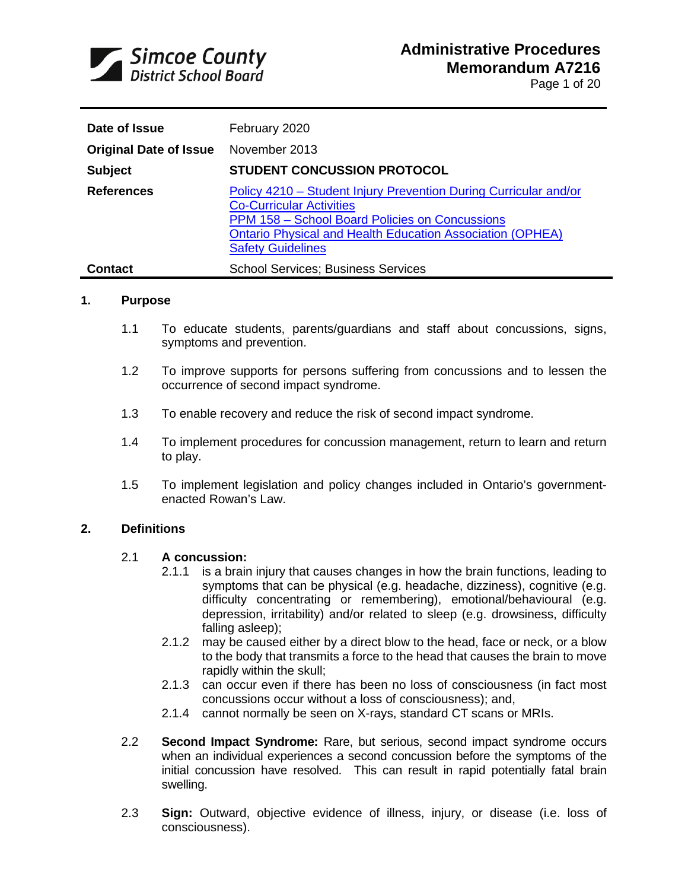Simcoe County District School Board

# Administrative Procedures Memorandum A7216

| | |
|---|---|
| **Date of Issue** | February 2020 |
| **Original Date of Issue** | November 2013 |
| **Subject** | **STUDENT CONCUSSION PROTOCOL** |
| **References** | Policy 4210 – Student Injury Prevention During Curricular and/or Co-Curricular Activities<br>PPM 158 – School Board Policies on Concussions<br>Ontario Physical and Health Education Association (OPHEA) Safety Guidelines |
| **Contact** | School Services; Business Services |

## 1. Purpose

1.1 To educate students, parents/guardians and staff about concussions, signs, symptoms and prevention.

1.2 To improve supports for persons suffering from concussions and to lessen the occurrence of second impact syndrome.

1.3 To enable recovery and reduce the risk of second impact syndrome.

1.4 To implement procedures for concussion management, return to learn and return to play.

1.5 To implement legislation and policy changes included in Ontario's government-enacted Rowan's Law.

## 2. Definitions

2.1 **A concussion:**

2.1.1 is a brain injury that causes changes in how the brain functions, leading to symptoms that can be physical (e.g. headache, dizziness), cognitive (e.g. difficulty concentrating or remembering), emotional/behavioural (e.g. depression, irritability) and/or related to sleep (e.g. drowsiness, difficulty falling asleep);

2.1.2 may be caused either by a direct blow to the head, face or neck, or a blow to the body that transmits a force to the head that causes the brain to move rapidly within the skull;

2.1.3 can occur even if there has been no loss of consciousness (in fact most concussions occur without a loss of consciousness); and,

2.1.4 cannot normally be seen on X-rays, standard CT scans or MRIs.

2.2 **Second Impact Syndrome:** Rare, but serious, second impact syndrome occurs when an individual experiences a second concussion before the symptoms of the initial concussion have resolved. This can result in rapid potentially fatal brain swelling.

2.3 **Sign:** Outward, objective evidence of illness, injury, or disease (i.e. loss of consciousness).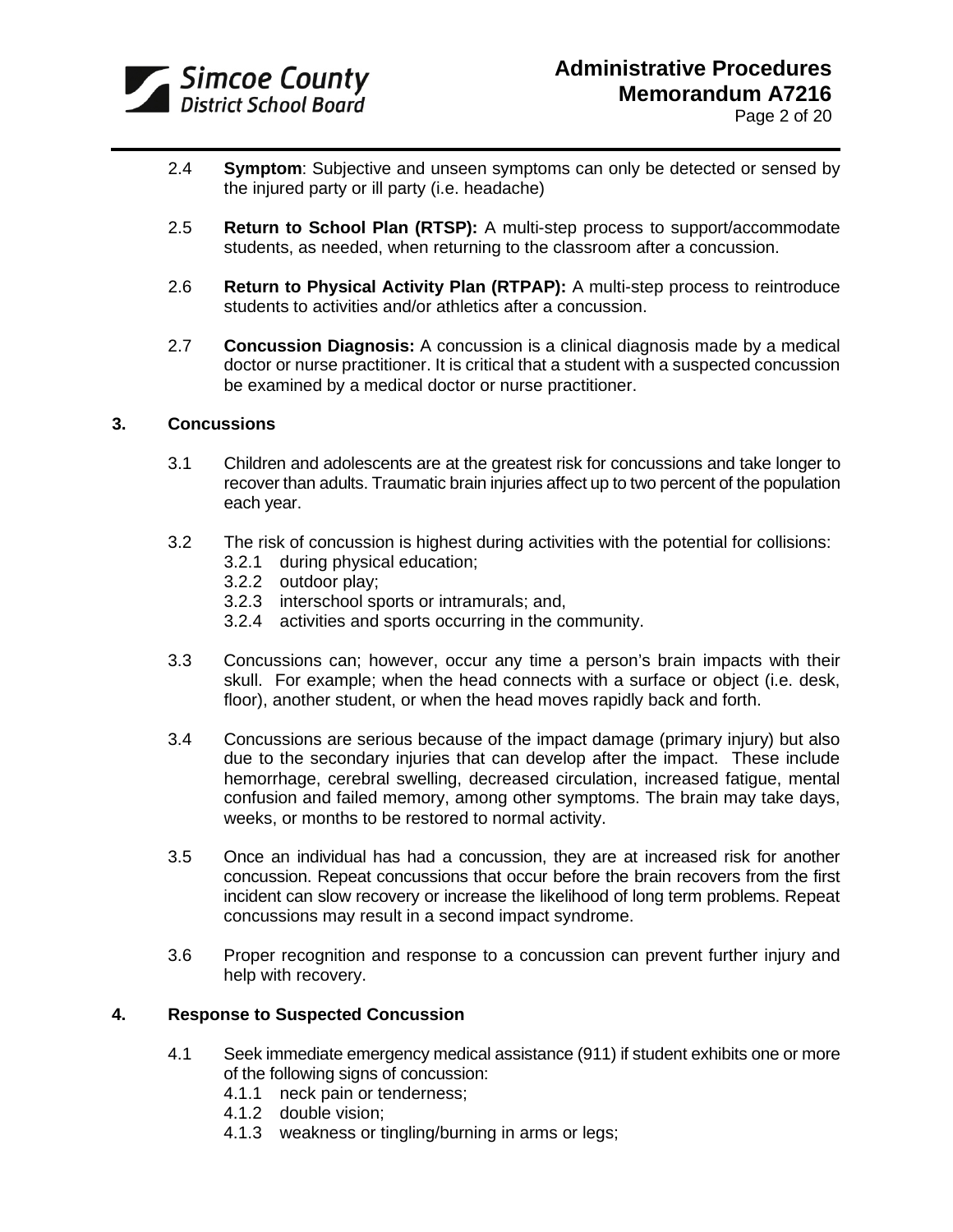2.4 **Symptom**: Subjective and unseen symptoms can only be detected or sensed by the injured party or ill party (i.e. headache)

2.5 **Return to School Plan (RTSP):** A multi-step process to support/accommodate students, as needed, when returning to the classroom after a concussion.

2.6 **Return to Physical Activity Plan (RTPAP):** A multi-step process to reintroduce students to activities and/or athletics after a concussion.

2.7 **Concussion Diagnosis:** A concussion is a clinical diagnosis made by a medical doctor or nurse practitioner. It is critical that a student with a suspected concussion be examined by a medical doctor or nurse practitioner.

## 3. Concussions

3.1 Children and adolescents are at the greatest risk for concussions and take longer to recover than adults. Traumatic brain injuries affect up to two percent of the population each year.

3.2 The risk of concussion is highest during activities with the potential for collisions:

- 3.2.1 during physical education;
- 3.2.2 outdoor play;
- 3.2.3 interschool sports or intramurals; and,
- 3.2.4 activities and sports occurring in the community.

3.3 Concussions can; however, occur any time a person's brain impacts with their skull. For example; when the head connects with a surface or object (i.e. desk, floor), another student, or when the head moves rapidly back and forth.

3.4 Concussions are serious because of the impact damage (primary injury) but also due to the secondary injuries that can develop after the impact. These include hemorrhage, cerebral swelling, decreased circulation, increased fatigue, mental confusion and failed memory, among other symptoms. The brain may take days, weeks, or months to be restored to normal activity.

3.5 Once an individual has had a concussion, they are at increased risk for another concussion. Repeat concussions that occur before the brain recovers from the first incident can slow recovery or increase the likelihood of long term problems. Repeat concussions may result in a second impact syndrome.

3.6 Proper recognition and response to a concussion can prevent further injury and help with recovery.

## 4. Response to Suspected Concussion

4.1 Seek immediate emergency medical assistance (911) if student exhibits one or more of the following signs of concussion:

- 4.1.1 neck pain or tenderness;
- 4.1.2 double vision;
- 4.1.3 weakness or tingling/burning in arms or legs;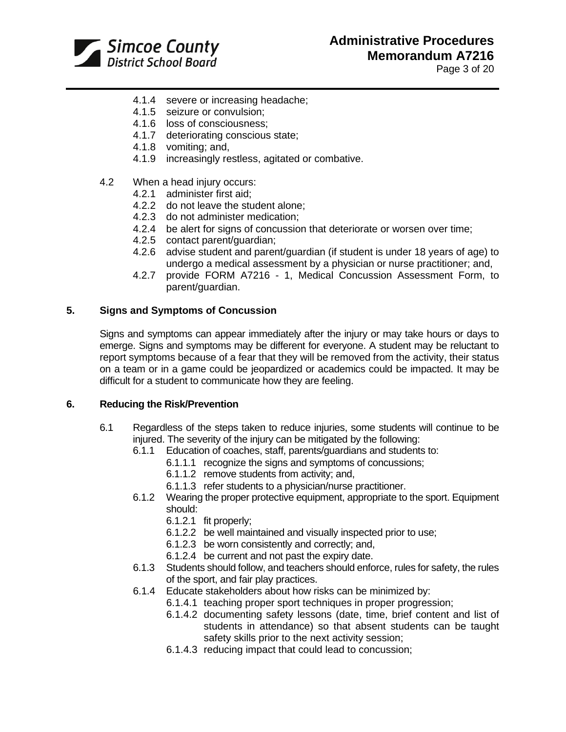4.1.4 severe or increasing headache;
4.1.5 seizure or convulsion;
4.1.6 loss of consciousness;
4.1.7 deteriorating conscious state;
4.1.8 vomiting; and,
4.1.9 increasingly restless, agitated or combative.

4.2 When a head injury occurs:
- 4.2.1 administer first aid;
- 4.2.2 do not leave the student alone;
- 4.2.3 do not administer medication;
- 4.2.4 be alert for signs of concussion that deteriorate or worsen over time;
- 4.2.5 contact parent/guardian;
- 4.2.6 advise student and parent/guardian (if student is under 18 years of age) to undergo a medical assessment by a physician or nurse practitioner; and,
- 4.2.7 provide FORM A7216 - 1, Medical Concussion Assessment Form, to parent/guardian.

## 5. Signs and Symptoms of Concussion

Signs and symptoms can appear immediately after the injury or may take hours or days to emerge. Signs and symptoms may be different for everyone. A student may be reluctant to report symptoms because of a fear that they will be removed from the activity, their status on a team or in a game could be jeopardized or academics could be impacted. It may be difficult for a student to communicate how they are feeling.

## 6. Reducing the Risk/Prevention

6.1 Regardless of the steps taken to reduce injuries, some students will continue to be injured. The severity of the injury can be mitigated by the following:
- 6.1.1 Education of coaches, staff, parents/guardians and students to:
  - 6.1.1.1 recognize the signs and symptoms of concussions;
  - 6.1.1.2 remove students from activity; and,
  - 6.1.1.3 refer students to a physician/nurse practitioner.
- 6.1.2 Wearing the proper protective equipment, appropriate to the sport. Equipment should:
  - 6.1.2.1 fit properly;
  - 6.1.2.2 be well maintained and visually inspected prior to use;
  - 6.1.2.3 be worn consistently and correctly; and,
  - 6.1.2.4 be current and not past the expiry date.
- 6.1.3 Students should follow, and teachers should enforce, rules for safety, the rules of the sport, and fair play practices.
- 6.1.4 Educate stakeholders about how risks can be minimized by:
  - 6.1.4.1 teaching proper sport techniques in proper progression;
  - 6.1.4.2 documenting safety lessons (date, time, brief content and list of students in attendance) so that absent students can be taught safety skills prior to the next activity session;
  - 6.1.4.3 reducing impact that could lead to concussion;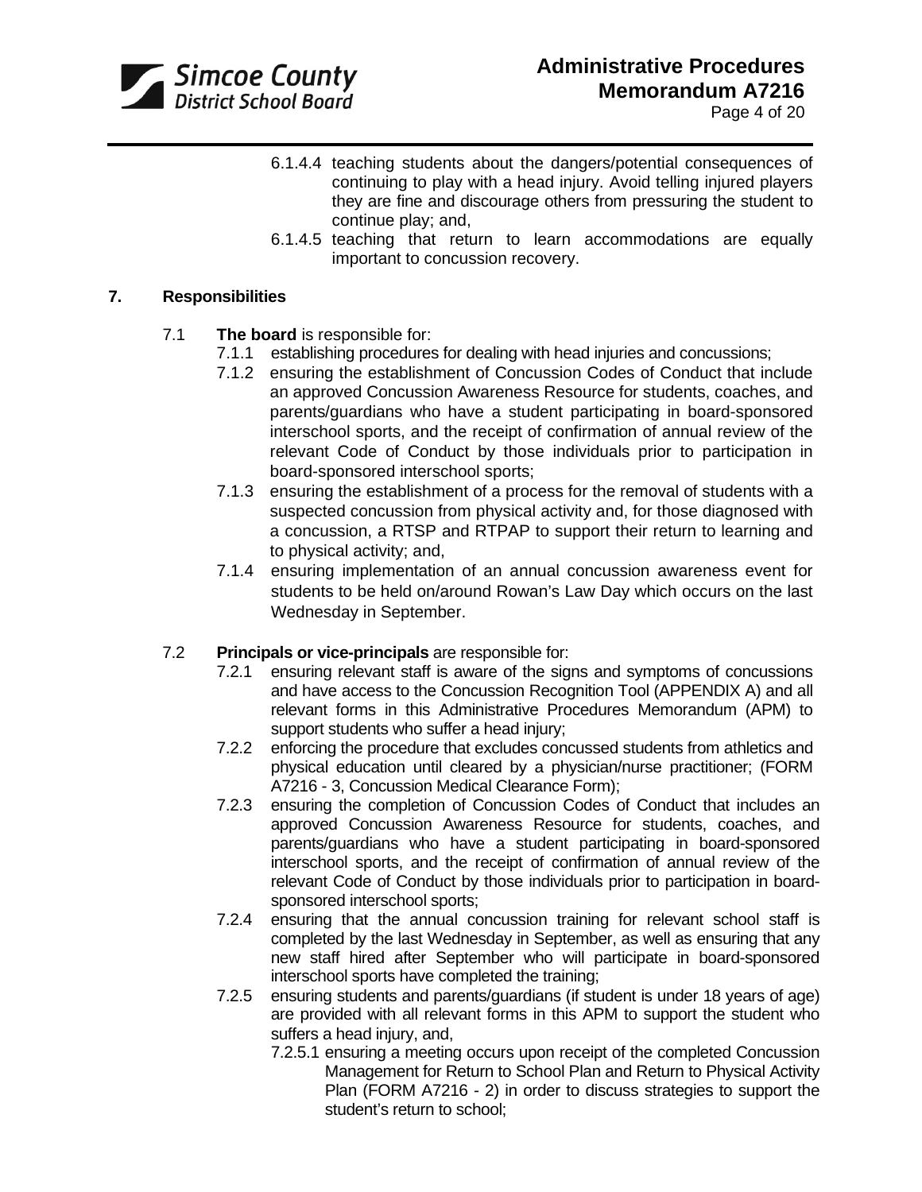6.1.4.4 teaching students about the dangers/potential consequences of continuing to play with a head injury. Avoid telling injured players they are fine and discourage others from pressuring the student to continue play; and,

6.1.4.5 teaching that return to learn accommodations are equally important to concussion recovery.

## 7. Responsibilities

7.1 **The board** is responsible for:

7.1.1 establishing procedures for dealing with head injuries and concussions;

7.1.2 ensuring the establishment of Concussion Codes of Conduct that include an approved Concussion Awareness Resource for students, coaches, and parents/guardians who have a student participating in board-sponsored interschool sports, and the receipt of confirmation of annual review of the relevant Code of Conduct by those individuals prior to participation in board-sponsored interschool sports;

7.1.3 ensuring the establishment of a process for the removal of students with a suspected concussion from physical activity and, for those diagnosed with a concussion, a RTSP and RTPAP to support their return to learning and to physical activity; and,

7.1.4 ensuring implementation of an annual concussion awareness event for students to be held on/around Rowan's Law Day which occurs on the last Wednesday in September.

7.2 **Principals or vice-principals** are responsible for:

7.2.1 ensuring relevant staff is aware of the signs and symptoms of concussions and have access to the Concussion Recognition Tool (APPENDIX A) and all relevant forms in this Administrative Procedures Memorandum (APM) to support students who suffer a head injury;

7.2.2 enforcing the procedure that excludes concussed students from athletics and physical education until cleared by a physician/nurse practitioner; (FORM A7216 - 3, Concussion Medical Clearance Form);

7.2.3 ensuring the completion of Concussion Codes of Conduct that includes an approved Concussion Awareness Resource for students, coaches, and parents/guardians who have a student participating in board-sponsored interschool sports, and the receipt of confirmation of annual review of the relevant Code of Conduct by those individuals prior to participation in board-sponsored interschool sports;

7.2.4 ensuring that the annual concussion training for relevant school staff is completed by the last Wednesday in September, as well as ensuring that any new staff hired after September who will participate in board-sponsored interschool sports have completed the training;

7.2.5 ensuring students and parents/guardians (if student is under 18 years of age) are provided with all relevant forms in this APM to support the student who suffers a head injury, and,

7.2.5.1 ensuring a meeting occurs upon receipt of the completed Concussion Management for Return to School Plan and Return to Physical Activity Plan (FORM A7216 - 2) in order to discuss strategies to support the student's return to school;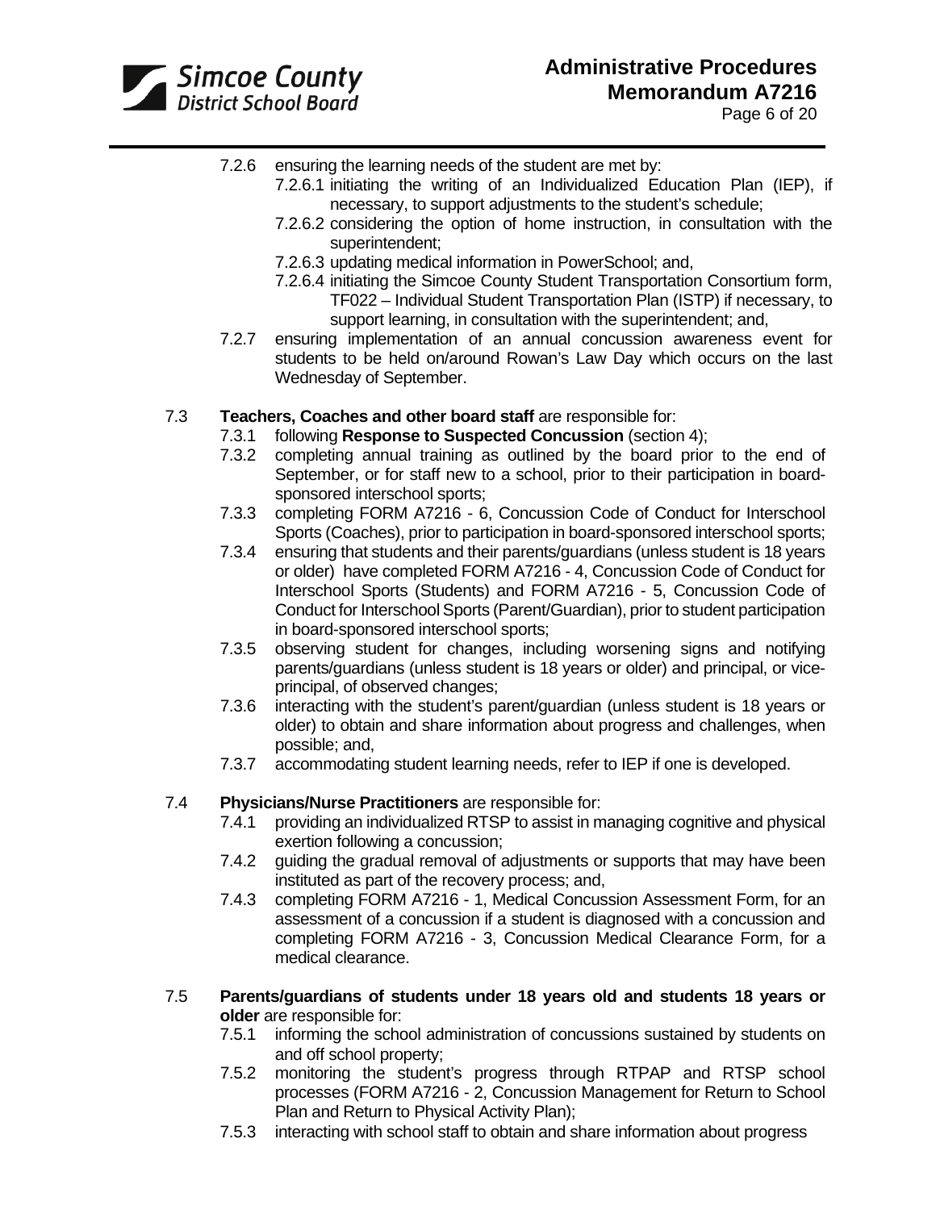- 7.2.6 ensuring the learning needs of the student are met by:
  - 7.2.6.1 initiating the writing of an Individualized Education Plan (IEP), if necessary, to support adjustments to the student's schedule;
  - 7.2.6.2 considering the option of home instruction, in consultation with the superintendent;
  - 7.2.6.3 updating medical information in PowerSchool; and,
  - 7.2.6.4 initiating the Simcoe County Student Transportation Consortium form, TF022 – Individual Student Transportation Plan (ISTP) if necessary, to support learning, in consultation with the superintendent; and,
- 7.2.7 ensuring implementation of an annual concussion awareness event for students to be held on/around Rowan's Law Day which occurs on the last Wednesday of September.

7.3 **Teachers, Coaches and other board staff** are responsible for:

- 7.3.1 following **Response to Suspected Concussion** (section 4);
- 7.3.2 completing annual training as outlined by the board prior to the end of September, or for staff new to a school, prior to their participation in board-sponsored interschool sports;
- 7.3.3 completing FORM A7216 - 6, Concussion Code of Conduct for Interschool Sports (Coaches), prior to participation in board-sponsored interschool sports;
- 7.3.4 ensuring that students and their parents/guardians (unless student is 18 years or older) have completed FORM A7216 - 4, Concussion Code of Conduct for Interschool Sports (Students) and FORM A7216 - 5, Concussion Code of Conduct for Interschool Sports (Parent/Guardian), prior to student participation in board-sponsored interschool sports;
- 7.3.5 observing student for changes, including worsening signs and notifying parents/guardians (unless student is 18 years or older) and principal, or vice-principal, of observed changes;
- 7.3.6 interacting with the student's parent/guardian (unless student is 18 years or older) to obtain and share information about progress and challenges, when possible; and,
- 7.3.7 accommodating student learning needs, refer to IEP if one is developed.

7.4 **Physicians/Nurse Practitioners** are responsible for:

- 7.4.1 providing an individualized RTSP to assist in managing cognitive and physical exertion following a concussion;
- 7.4.2 guiding the gradual removal of adjustments or supports that may have been instituted as part of the recovery process; and,
- 7.4.3 completing FORM A7216 - 1, Medical Concussion Assessment Form, for an assessment of a concussion if a student is diagnosed with a concussion and completing FORM A7216 - 3, Concussion Medical Clearance Form, for a medical clearance.

7.5 **Parents/guardians of students under 18 years old and students 18 years or older** are responsible for:

- 7.5.1 informing the school administration of concussions sustained by students on and off school property;
- 7.5.2 monitoring the student's progress through RTPAP and RTSP school processes (FORM A7216 - 2, Concussion Management for Return to School Plan and Return to Physical Activity Plan);
- 7.5.3 interacting with school staff to obtain and share information about progress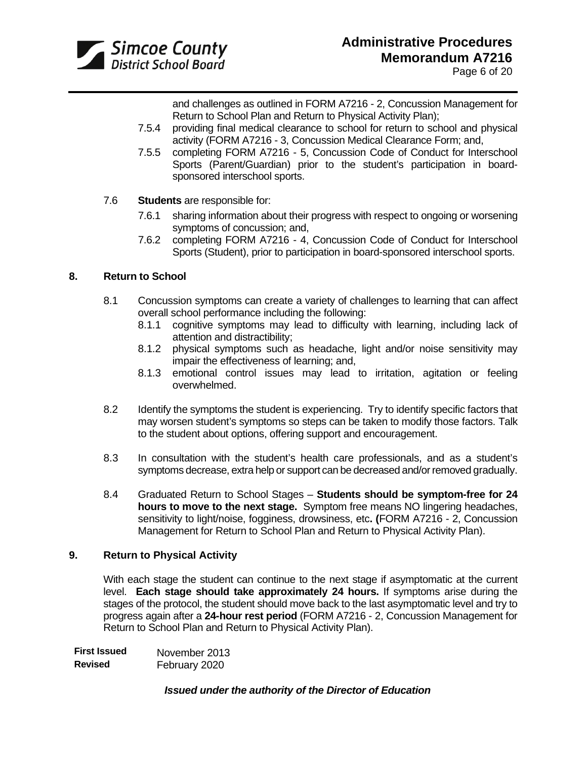and challenges as outlined in FORM A7216 - 2, Concussion Management for Return to School Plan and Return to Physical Activity Plan);

7.5.4 providing final medical clearance to school for return to school and physical activity (FORM A7216 - 3, Concussion Medical Clearance Form; and,

7.5.5 completing FORM A7216 - 5, Concussion Code of Conduct for Interschool Sports (Parent/Guardian) prior to the student's participation in board-sponsored interschool sports.

7.6 **Students** are responsible for:

7.6.1 sharing information about their progress with respect to ongoing or worsening symptoms of concussion; and,

7.6.2 completing FORM A7216 - 4, Concussion Code of Conduct for Interschool Sports (Student), prior to participation in board-sponsored interschool sports.

## 8. Return to School

8.1 Concussion symptoms can create a variety of challenges to learning that can affect overall school performance including the following:

8.1.1 cognitive symptoms may lead to difficulty with learning, including lack of attention and distractibility;

8.1.2 physical symptoms such as headache, light and/or noise sensitivity may impair the effectiveness of learning; and,

8.1.3 emotional control issues may lead to irritation, agitation or feeling overwhelmed.

8.2 Identify the symptoms the student is experiencing. Try to identify specific factors that may worsen student's symptoms so steps can be taken to modify those factors. Talk to the student about options, offering support and encouragement.

8.3 In consultation with the student's health care professionals, and as a student's symptoms decrease, extra help or support can be decreased and/or removed gradually.

8.4 Graduated Return to School Stages – **Students should be symptom-free for 24 hours to move to the next stage.** Symptom free means NO lingering headaches, sensitivity to light/noise, fogginess, drowsiness, etc**. (**FORM A7216 - 2, Concussion Management for Return to School Plan and Return to Physical Activity Plan).

## 9. Return to Physical Activity

With each stage the student can continue to the next stage if asymptomatic at the current level. **Each stage should take approximately 24 hours.** If symptoms arise during the stages of the protocol, the student should move back to the last asymptomatic level and try to progress again after a **24-hour rest period** (FORM A7216 - 2, Concussion Management for Return to School Plan and Return to Physical Activity Plan).

**First Issued** November 2013
**Revised** February 2020

***Issued under the authority of the Director of Education***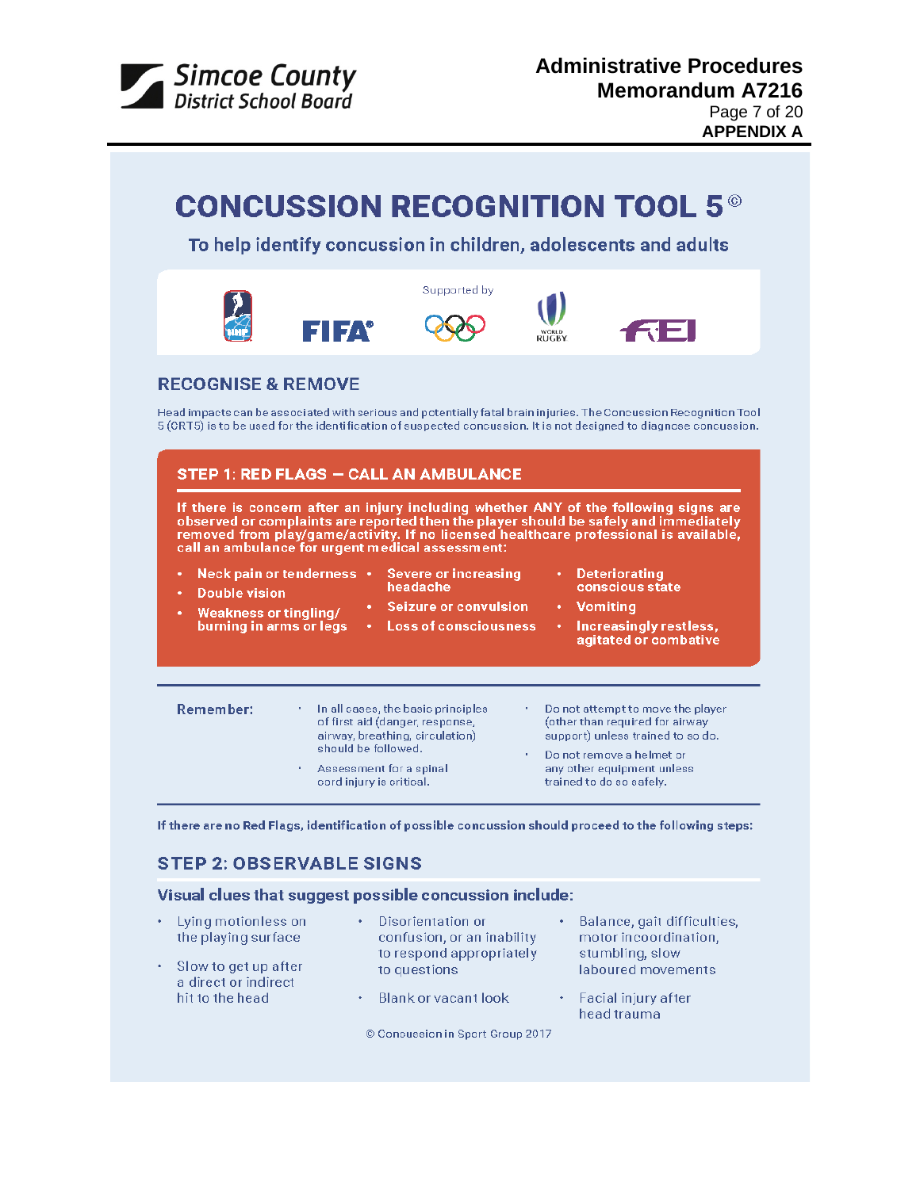**APPENDIX A**

# CONCUSSION RECOGNITION TOOL 5©

### To help identify concussion in children, adolescents and adults

Supported by

FIFA®

WORLD RUGBY

## RECOGNISE & REMOVE

Head impacts can be associated with serious and potentially fatal brain injuries. The Concussion Recognition Tool 5 (CRT5) is to be used for the identification of suspected concussion. It is not designed to diagnose concussion.

## STEP 1: RED FLAGS — CALL AN AMBULANCE

**If there is concern after an injury including whether ANY of the following signs are observed or complaints are reported then the player should be safely and immediately removed from play/game/activity. If no licensed healthcare professional is available, call an ambulance for urgent medical assessment:**

- Neck pain or tenderness
- Double vision
- Weakness or tingling/ burning in arms or legs
- Severe or increasing headache
- Seizure or convulsion
- Loss of consciousness
- Deteriorating conscious state
- Vomiting
- Increasingly restless, agitated or combative

**Remember:**

- In all cases, the basic principles of first aid (danger, response, airway, breathing, circulation) should be followed.
- Assessment for a spinal cord injury is critical.
- Do not attempt to move the player (other than required for airway support) unless trained to so do.
- Do not remove a helmet or any other equipment unless trained to do so safely.

**If there are no Red Flags, identification of possible concussion should proceed to the following steps:**

## STEP 2: OBSERVABLE SIGNS

**Visual clues that suggest possible concussion include:**

- Lying motionless on the playing surface
- Slow to get up after a direct or indirect hit to the head
- Disorientation or confusion, or an inability to respond appropriately to questions
- Blank or vacant look
- Balance, gait difficulties, motor incoordination, stumbling, slow laboured movements
- Facial injury after head trauma

© Concussion in Sport Group 2017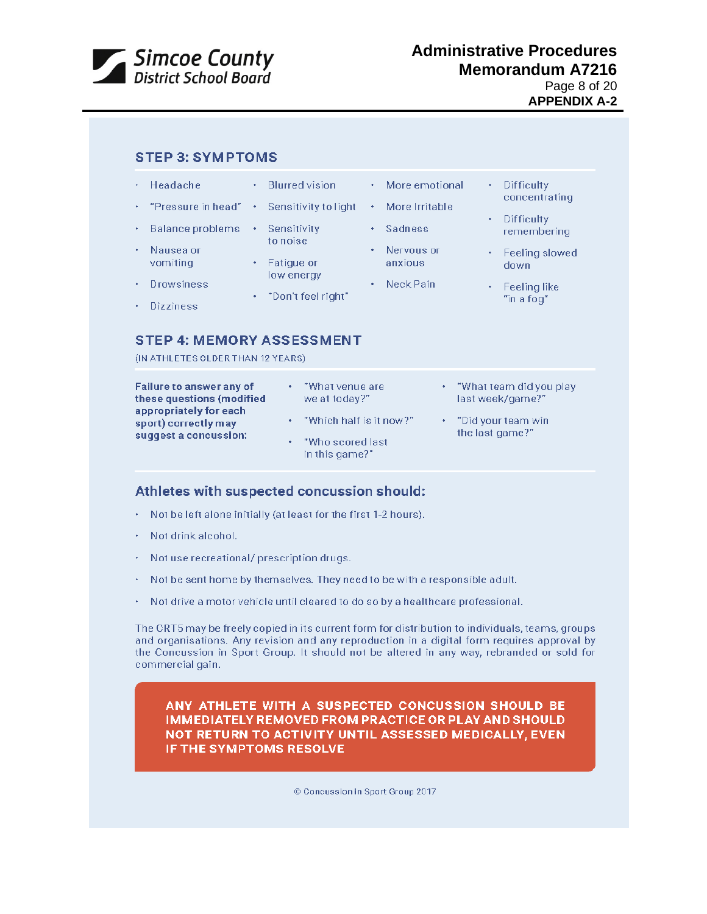## STEP 3: SYMPTOMS

- Headache
- "Pressure in head"
- Balance problems
- Nausea or vomiting
- Drowsiness
- Dizziness
- Blurred vision
- Sensitivity to light
- Sensitivity to noise
- Fatigue or low energy
- "Don't feel right"
- More emotional
- More Irritable
- Sadness
- Nervous or anxious
- Neck Pain
- Difficulty concentrating
- Difficulty remembering
- Feeling slowed down
- Feeling like "in a fog"

## STEP 4: MEMORY ASSESSMENT

(IN ATHLETES OLDER THAN 12 YEARS)

**Failure to answer any of these questions (modified appropriately for each sport) correctly may suggest a concussion:**

- "What venue are we at today?"
- "Which half is it now?"
- "Who scored last in this game?"
- "What team did you play last week/game?"
- "Did your team win the last game?"

## Athletes with suspected concussion should:

- Not be left alone initially (at least for the first 1-2 hours).
- Not drink alcohol.
- Not use recreational/ prescription drugs.
- Not be sent home by themselves. They need to be with a responsible adult.
- Not drive a motor vehicle until cleared to do so by a healthcare professional.

The CRT5 may be freely copied in its current form for distribution to individuals, teams, groups and organisations. Any revision and any reproduction in a digital form requires approval by the Concussion in Sport Group. It should not be altered in any way, rebranded or sold for commercial gain.

**ANY ATHLETE WITH A SUSPECTED CONCUSSION SHOULD BE IMMEDIATELY REMOVED FROM PRACTICE OR PLAY AND SHOULD NOT RETURN TO ACTIVITY UNTIL ASSESSED MEDICALLY, EVEN IF THE SYMPTOMS RESOLVE**

© Concussion in Sport Group 2017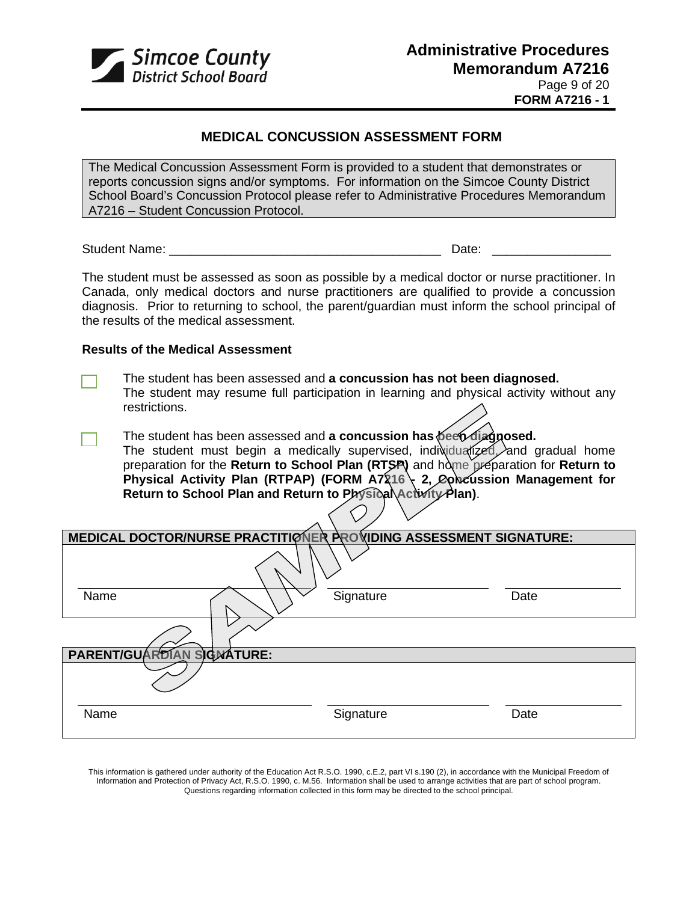FORM A7216 - 1

## MEDICAL CONCUSSION ASSESSMENT FORM

The Medical Concussion Assessment Form is provided to a student that demonstrates or reports concussion signs and/or symptoms. For information on the Simcoe County District School Board's Concussion Protocol please refer to Administrative Procedures Memorandum A7216 – Student Concussion Protocol.

Student Name: ______________________________________ Date: ________________

The student must be assessed as soon as possible by a medical doctor or nurse practitioner. In Canada, only medical doctors and nurse practitioners are qualified to provide a concussion diagnosis. Prior to returning to school, the parent/guardian must inform the school principal of the results of the medical assessment.

**Results of the Medical Assessment**

☐ The student has been assessed and **a concussion has not been diagnosed.** The student may resume full participation in learning and physical activity without any restrictions.

☐ The student has been assessed and **a concussion has been diagnosed.** The student must begin a medically supervised, individualized, and gradual home preparation for the **Return to School Plan (RTSP)** and home preparation for **Return to Physical Activity Plan (RTPAP) (FORM A7216 - 2, Concussion Management for Return to School Plan and Return to Physical Activity Plan)**.

SAMPLE

**MEDICAL DOCTOR/NURSE PRACTITIONER PROVIDING ASSESSMENT SIGNATURE:**

| Name | Signature | Date |
|---|---|---|
| | | |

**PARENT/GUARDIAN SIGNATURE:**

| Name | Signature | Date |
|---|---|---|
| | | |

This information is gathered under authority of the Education Act R.S.O. 1990, c.E.2, part VI s.190 (2), in accordance with the Municipal Freedom of Information and Protection of Privacy Act, R.S.O. 1990, c. M.56. Information shall be used to arrange activities that are part of school program. Questions regarding information collected in this form may be directed to the school principal.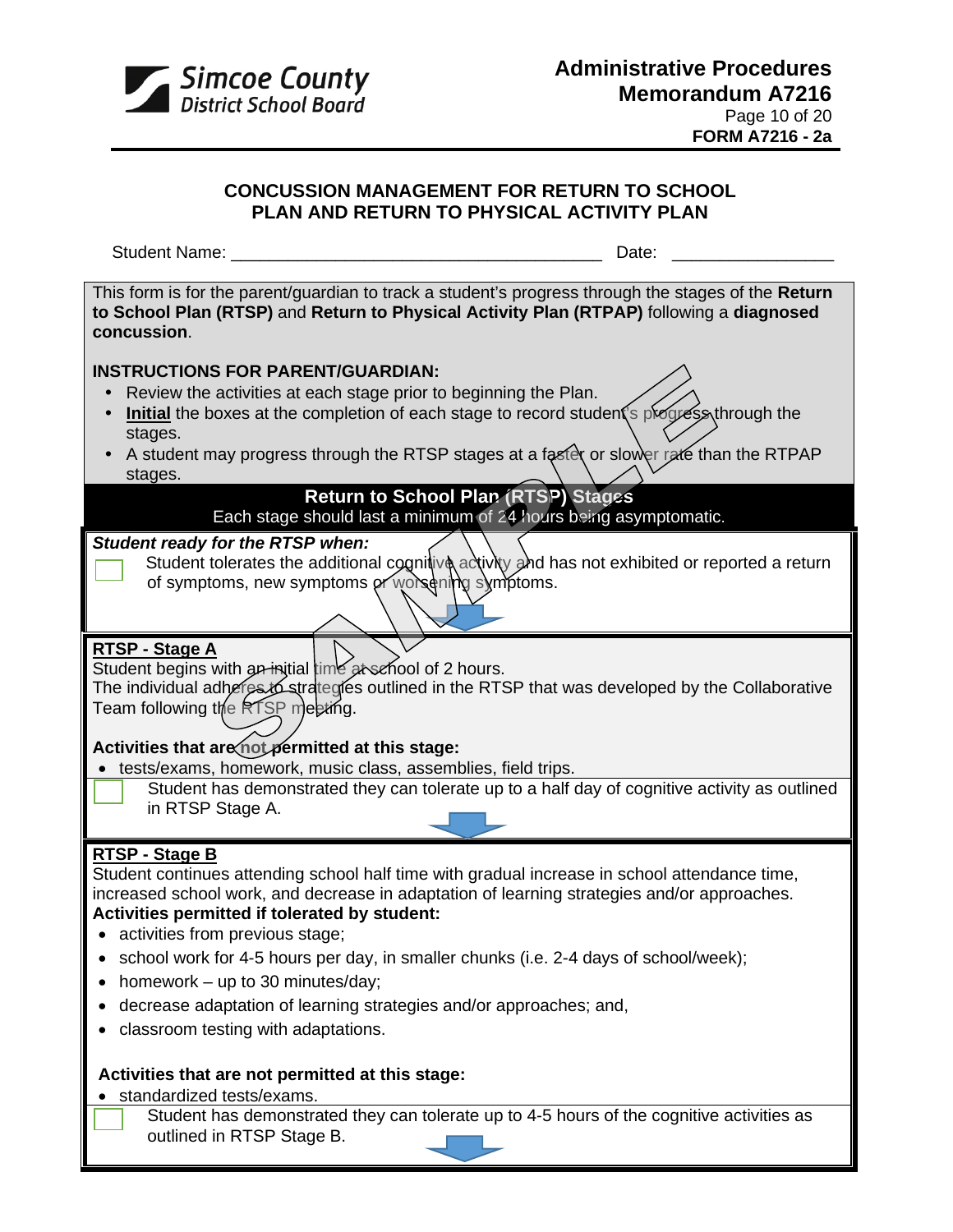## CONCUSSION MANAGEMENT FOR RETURN TO SCHOOL PLAN AND RETURN TO PHYSICAL ACTIVITY PLAN

Student Name: ________________________________________ Date: _________________

This form is for the parent/guardian to track a student's progress through the stages of the **Return to School Plan (RTSP)** and **Return to Physical Activity Plan (RTPAP)** following a **diagnosed concussion**.

**INSTRUCTIONS FOR PARENT/GUARDIAN:**

- Review the activities at each stage prior to beginning the Plan.
- **Initial** the boxes at the completion of each stage to record student's progress through the stages.
- A student may progress through the RTSP stages at a faster or slower rate than the RTPAP stages.

### Return to School Plan (RTSP) Stages

Each stage should last a minimum of 24 hours being asymptomatic.

***Student ready for the RTSP when:***

☐ Student tolerates the additional cognitive activity and has not exhibited or reported a return of symptoms, new symptoms or worsening symptoms.

**RTSP - Stage A**

Student begins with an initial time at school of 2 hours.
The individual adheres to strategies outlined in the RTSP that was developed by the Collaborative Team following the RTSP meeting.

**Activities that are not permitted at this stage:**

- tests/exams, homework, music class, assemblies, field trips.

☐ Student has demonstrated they can tolerate up to a half day of cognitive activity as outlined in RTSP Stage A.

**RTSP - Stage B**

Student continues attending school half time with gradual increase in school attendance time, increased school work, and decrease in adaptation of learning strategies and/or approaches.

**Activities permitted if tolerated by student:**

- activities from previous stage;
- school work for 4-5 hours per day, in smaller chunks (i.e. 2-4 days of school/week);
- homework – up to 30 minutes/day;
- decrease adaptation of learning strategies and/or approaches; and,
- classroom testing with adaptations.

**Activities that are not permitted at this stage:**

- standardized tests/exams.

☐ Student has demonstrated they can tolerate up to 4-5 hours of the cognitive activities as outlined in RTSP Stage B.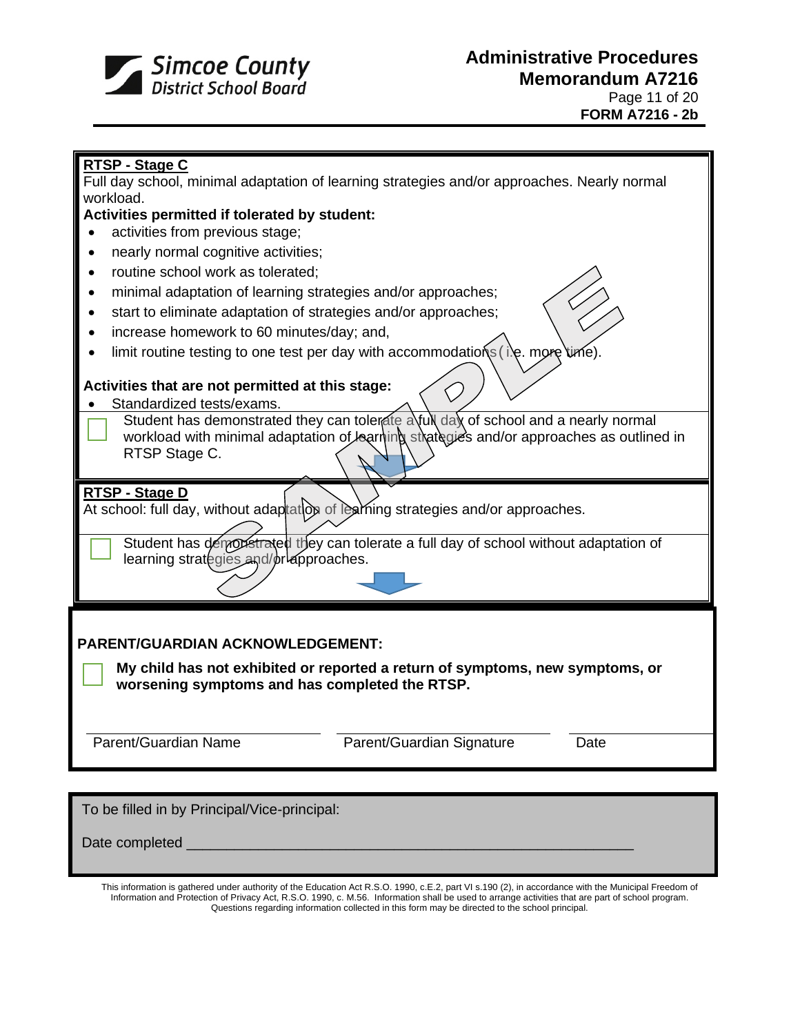**RTSP - Stage C**

Full day school, minimal adaptation of learning strategies and/or approaches. Nearly normal workload.

**Activities permitted if tolerated by student:**

- activities from previous stage;
- nearly normal cognitive activities;
- routine school work as tolerated;
- minimal adaptation of learning strategies and/or approaches;
- start to eliminate adaptation of strategies and/or approaches;
- increase homework to 60 minutes/day; and,
- limit routine testing to one test per day with accommodations (i.e. more time).

**Activities that are not permitted at this stage:**

- Standardized tests/exams.

☐ Student has demonstrated they can tolerate a full day of school and a nearly normal workload with minimal adaptation of learning strategies and/or approaches as outlined in RTSP Stage C.

**RTSP - Stage D**

At school: full day, without adaptation of learning strategies and/or approaches.

☐ Student has demonstrated they can tolerate a full day of school without adaptation of learning strategies and/or approaches.

**PARENT/GUARDIAN ACKNOWLEDGEMENT:**

☐ **My child has not exhibited or reported a return of symptoms, new symptoms, or worsening symptoms and has completed the RTSP.**

| Parent/Guardian Name | Parent/Guardian Signature | Date |
|---|---|---|
| | | |

To be filled in by Principal/Vice-principal:

Date completed ______________________________________________

This information is gathered under authority of the Education Act R.S.O. 1990, c.E.2, part VI s.190 (2), in accordance with the Municipal Freedom of Information and Protection of Privacy Act, R.S.O. 1990, c. M.56. Information shall be used to arrange activities that are part of school program. Questions regarding information collected in this form may be directed to the school principal.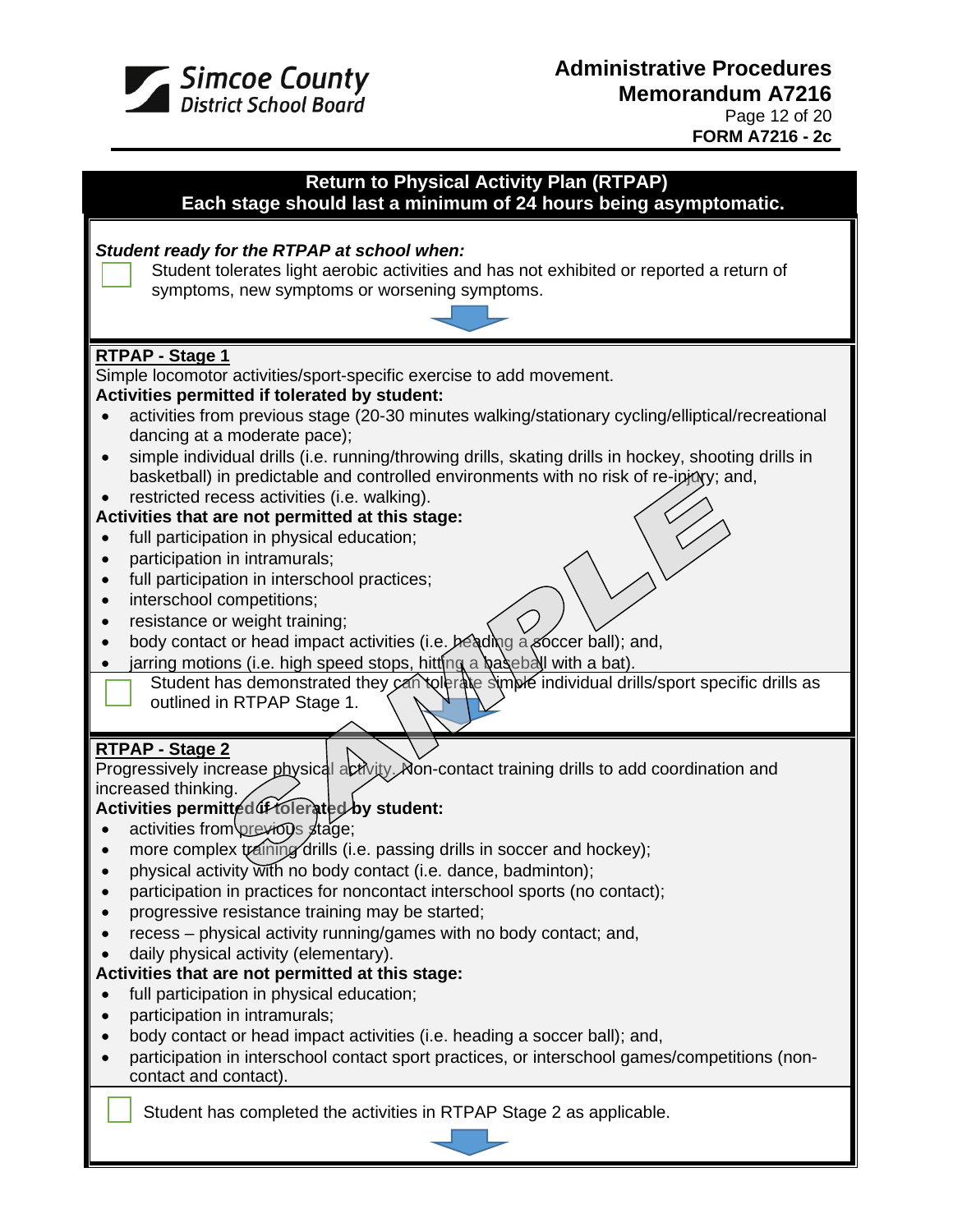## Return to Physical Activity Plan (RTPAP)

**Each stage should last a minimum of 24 hours being asymptomatic.**

***Student ready for the RTPAP at school when:***

- [ ] Student tolerates light aerobic activities and has not exhibited or reported a return of symptoms, new symptoms or worsening symptoms.

### RTPAP - Stage 1

Simple locomotor activities/sport-specific exercise to add movement.

**Activities permitted if tolerated by student:**

- activities from previous stage (20-30 minutes walking/stationary cycling/elliptical/recreational dancing at a moderate pace);
- simple individual drills (i.e. running/throwing drills, skating drills in hockey, shooting drills in basketball) in predictable and controlled environments with no risk of re-injury; and,
- restricted recess activities (i.e. walking).

**Activities that are not permitted at this stage:**

- full participation in physical education;
- participation in intramurals;
- full participation in interschool practices;
- interschool competitions;
- resistance or weight training;
- body contact or head impact activities (i.e. heading a soccer ball); and,
- jarring motions (i.e. high speed stops, hitting a baseball with a bat).

- [ ] Student has demonstrated they can tolerate simple individual drills/sport specific drills as outlined in RTPAP Stage 1.

### RTPAP - Stage 2

Progressively increase physical activity. Non-contact training drills to add coordination and increased thinking.

**Activities permitted if tolerated by student:**

- activities from previous stage;
- more complex training drills (i.e. passing drills in soccer and hockey);
- physical activity with no body contact (i.e. dance, badminton);
- participation in practices for noncontact interschool sports (no contact);
- progressive resistance training may be started;
- recess – physical activity running/games with no body contact; and,
- daily physical activity (elementary).

**Activities that are not permitted at this stage:**

- full participation in physical education;
- participation in intramurals;
- body contact or head impact activities (i.e. heading a soccer ball); and,
- participation in interschool contact sport practices, or interschool games/competitions (non-contact and contact).

- [ ] Student has completed the activities in RTPAP Stage 2 as applicable.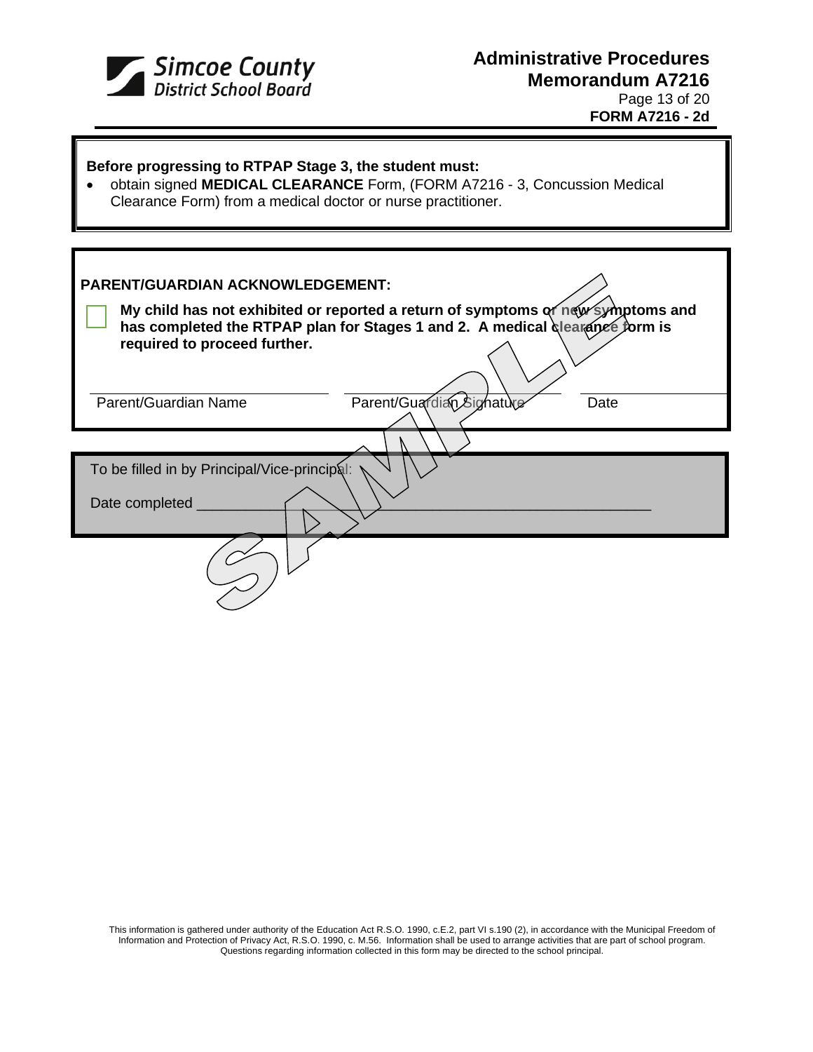**Before progressing to RTPAP Stage 3, the student must:**

- obtain signed **MEDICAL CLEARANCE** Form, (FORM A7216 - 3, Concussion Medical Clearance Form) from a medical doctor or nurse practitioner.

**PARENT/GUARDIAN ACKNOWLEDGEMENT:**

☐ **My child has not exhibited or reported a return of symptoms or new symptoms and has completed the RTPAP plan for Stages 1 and 2. A medical clearance form is required to proceed further.**

| Parent/Guardian Name | Parent/Guardian Signature | Date |
|---|---|---|
| | | |

To be filled in by Principal/Vice-principal:

Date completed ____________________________________________

SAMPLE

This information is gathered under authority of the Education Act R.S.O. 1990, c.E.2, part VI s.190 (2), in accordance with the Municipal Freedom of Information and Protection of Privacy Act, R.S.O. 1990, c. M.56. Information shall be used to arrange activities that are part of school program. Questions regarding information collected in this form may be directed to the school principal.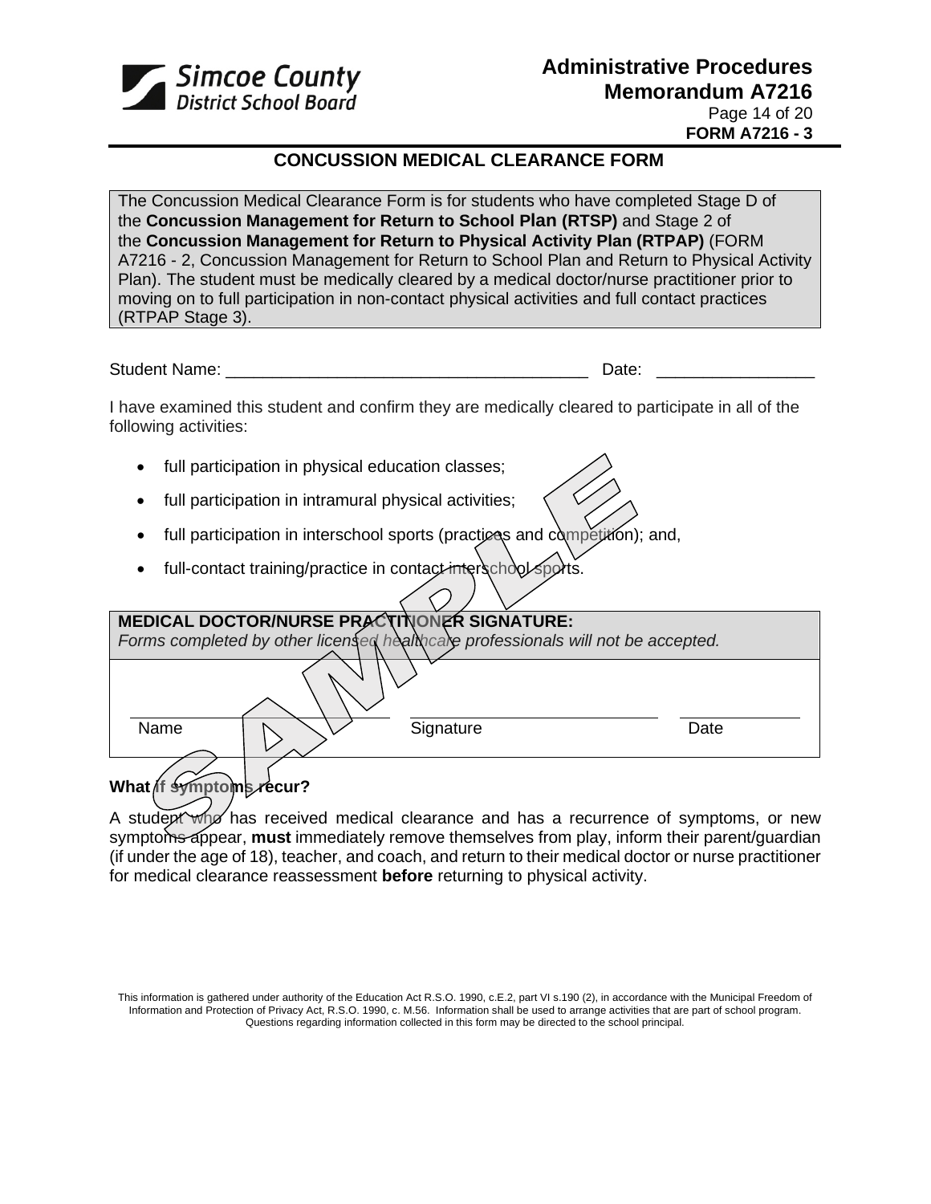**Administrative Procedures Memorandum A7216**

**FORM A7216 - 3**

## CONCUSSION MEDICAL CLEARANCE FORM

The Concussion Medical Clearance Form is for students who have completed Stage D of the **Concussion Management for Return to School Plan (RTSP)** and Stage 2 of the **Concussion Management for Return to Physical Activity Plan (RTPAP)** (FORM A7216 - 2, Concussion Management for Return to School Plan and Return to Physical Activity Plan). The student must be medically cleared by a medical doctor/nurse practitioner prior to moving on to full participation in non-contact physical activities and full contact practices (RTPAP Stage 3).

Student Name: ______________________________________ Date: ________________

I have examined this student and confirm they are medically cleared to participate in all of the following activities:

- full participation in physical education classes;
- full participation in intramural physical activities;
- full participation in interschool sports (practices and competition); and,
- full-contact training/practice in contact interschool sports.

| **MEDICAL DOCTOR/NURSE PRACTITIONER SIGNATURE:** *Forms completed by other licensed healthcare professionals will not be accepted.* | | |
|---|---|---|
| ____________________ | ____________________ | __________ |
| Name | Signature | Date |

SAMPLE

### What if symptoms recur?

A student who has received medical clearance and has a recurrence of symptoms, or new symptoms appear, **must** immediately remove themselves from play, inform their parent/guardian (if under the age of 18), teacher, and coach, and return to their medical doctor or nurse practitioner for medical clearance reassessment **before** returning to physical activity.

This information is gathered under authority of the Education Act R.S.O. 1990, c.E.2, part VI s.190 (2), in accordance with the Municipal Freedom of Information and Protection of Privacy Act, R.S.O. 1990, c. M.56. Information shall be used to arrange activities that are part of school program. Questions regarding information collected in this form may be directed to the school principal.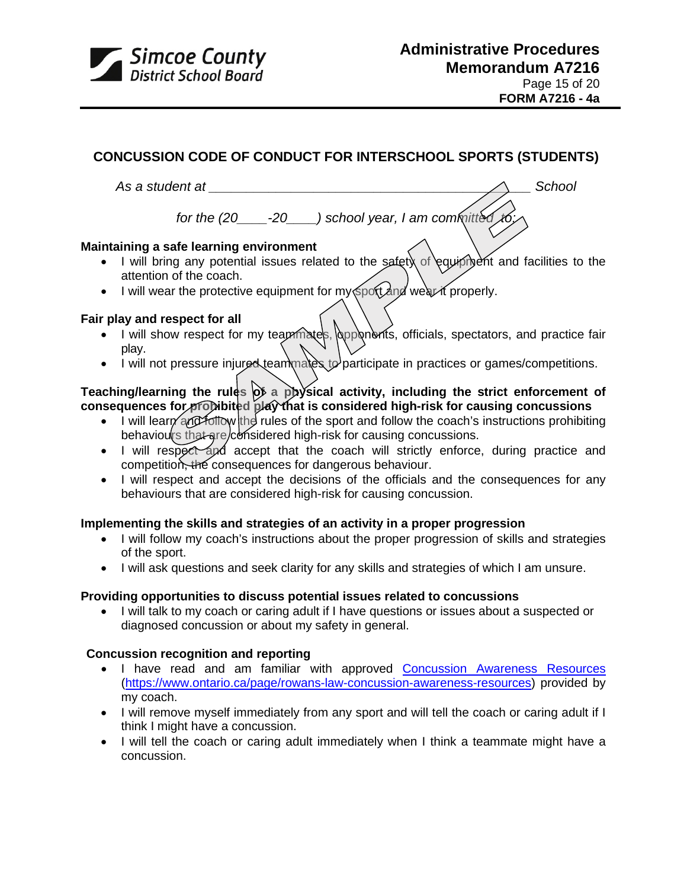FORM A7216 - 4a

## CONCUSSION CODE OF CONDUCT FOR INTERSCHOOL SPORTS (STUDENTS)

*As a student at \_\_\_\_\_\_\_\_\_\_\_\_\_\_\_\_\_\_\_\_\_\_\_\_\_\_\_\_\_\_\_\_\_\_\_\_\_\_\_\_\_\_\_\_\_\_ School*

*for the (20\_\_\_\_-20\_\_\_\_) school year, I am committed to:*

**Maintaining a safe learning environment**

- I will bring any potential issues related to the safety of equipment and facilities to the attention of the coach.
- I will wear the protective equipment for my sport and wear it properly.

**Fair play and respect for all**

- I will show respect for my teammates, opponents, officials, spectators, and practice fair play.
- I will not pressure injured teammates to participate in practices or games/competitions.

**Teaching/learning the rules of a physical activity, including the strict enforcement of consequences for prohibited play that is considered high-risk for causing concussions**

- I will learn and follow the rules of the sport and follow the coach's instructions prohibiting behaviours that are considered high-risk for causing concussions.
- I will respect and accept that the coach will strictly enforce, during practice and competition, the consequences for dangerous behaviour.
- I will respect and accept the decisions of the officials and the consequences for any behaviours that are considered high-risk for causing concussion.

**Implementing the skills and strategies of an activity in a proper progression**

- I will follow my coach's instructions about the proper progression of skills and strategies of the sport.
- I will ask questions and seek clarity for any skills and strategies of which I am unsure.

**Providing opportunities to discuss potential issues related to concussions**

- I will talk to my coach or caring adult if I have questions or issues about a suspected or diagnosed concussion or about my safety in general.

**Concussion recognition and reporting**

- I have read and am familiar with approved Concussion Awareness Resources (https://www.ontario.ca/page/rowans-law-concussion-awareness-resources) provided by my coach.
- I will remove myself immediately from any sport and will tell the coach or caring adult if I think I might have a concussion.
- I will tell the coach or caring adult immediately when I think a teammate might have a concussion.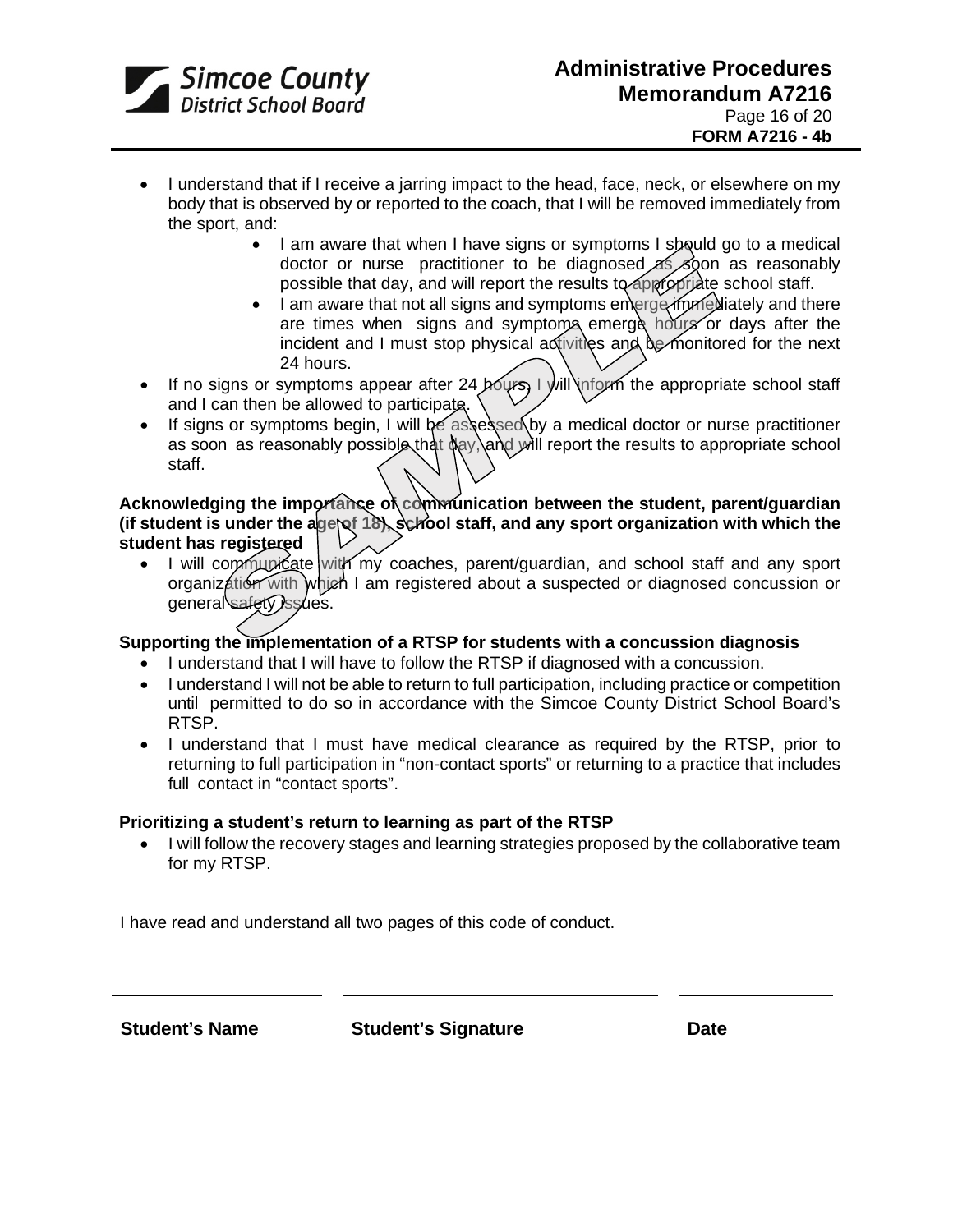- I understand that if I receive a jarring impact to the head, face, neck, or elsewhere on my body that is observed by or reported to the coach, that I will be removed immediately from the sport, and:
  - I am aware that when I have signs or symptoms I should go to a medical doctor or nurse practitioner to be diagnosed as soon as reasonably possible that day, and will report the results to appropriate school staff.
  - I am aware that not all signs and symptoms emerge immediately and there are times when signs and symptoms emerge hours or days after the incident and I must stop physical activities and be monitored for the next 24 hours.
- If no signs or symptoms appear after 24 hours, I will inform the appropriate school staff and I can then be allowed to participate.
- If signs or symptoms begin, I will be assessed by a medical doctor or nurse practitioner as soon as reasonably possible that day, and will report the results to appropriate school staff.

**Acknowledging the importance of communication between the student, parent/guardian (if student is under the age of 18), school staff, and any sport organization with which the student has registered**

- I will communicate with my coaches, parent/guardian, and school staff and any sport organization with which I am registered about a suspected or diagnosed concussion or general safety issues.

**Supporting the implementation of a RTSP for students with a concussion diagnosis**

- I understand that I will have to follow the RTSP if diagnosed with a concussion.
- I understand I will not be able to return to full participation, including practice or competition until permitted to do so in accordance with the Simcoe County District School Board's RTSP.
- I understand that I must have medical clearance as required by the RTSP, prior to returning to full participation in "non-contact sports" or returning to a practice that includes full contact in "contact sports".

**Prioritizing a student's return to learning as part of the RTSP**

- I will follow the recovery stages and learning strategies proposed by the collaborative team for my RTSP.

I have read and understand all two pages of this code of conduct.

| ______________________ | ______________________ | ______________ |
|---|---|---|
| **Student's Name** | **Student's Signature** | **Date** |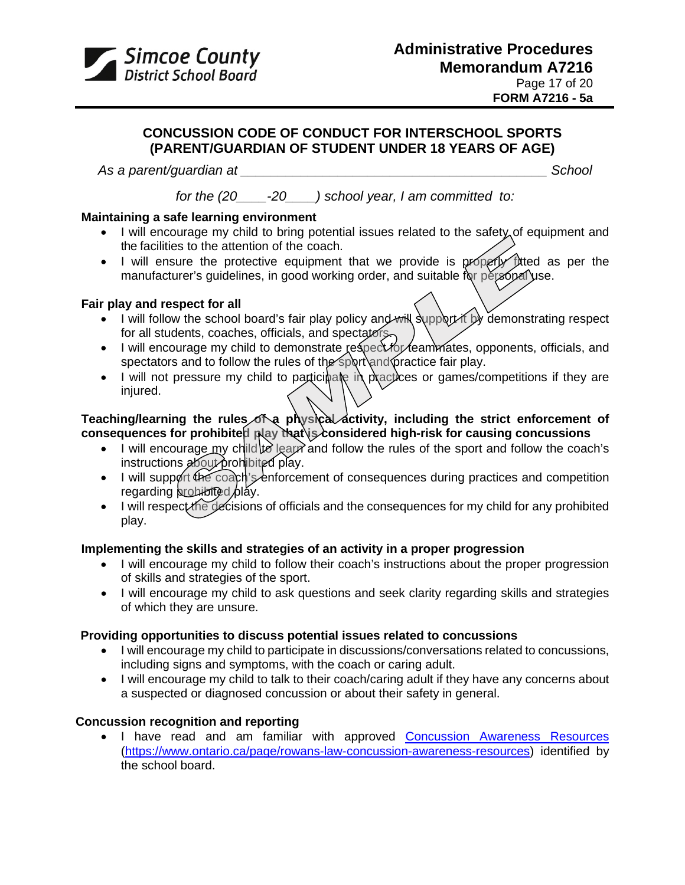**FORM A7216 - 5a**

## CONCUSSION CODE OF CONDUCT FOR INTERSCHOOL SPORTS (PARENT/GUARDIAN OF STUDENT UNDER 18 YEARS OF AGE)

*As a parent/guardian at \_\_\_\_\_\_\_\_\_\_\_\_\_\_\_\_\_\_\_\_\_\_\_\_\_\_\_\_\_\_\_\_\_\_\_\_\_\_\_\_\_\_ School*

*for the (20\_\_\_\_-20\_\_\_\_) school year, I am committed to:*

**Maintaining a safe learning environment**

- I will encourage my child to bring potential issues related to the safety of equipment and the facilities to the attention of the coach.
- I will ensure the protective equipment that we provide is properly fitted as per the manufacturer's guidelines, in good working order, and suitable for personal use.

**Fair play and respect for all**

- I will follow the school board's fair play policy and will support it by demonstrating respect for all students, coaches, officials, and spectators.
- I will encourage my child to demonstrate respect for teammates, opponents, officials, and spectators and to follow the rules of the sport and practice fair play.
- I will not pressure my child to participate in practices or games/competitions if they are injured.

**Teaching/learning the rules of a physical activity, including the strict enforcement of consequences for prohibited play that is considered high-risk for causing concussions**

- I will encourage my child to learn and follow the rules of the sport and follow the coach's instructions about prohibited play.
- I will support the coach's enforcement of consequences during practices and competition regarding prohibited play.
- I will respect the decisions of officials and the consequences for my child for any prohibited play.

**Implementing the skills and strategies of an activity in a proper progression**

- I will encourage my child to follow their coach's instructions about the proper progression of skills and strategies of the sport.
- I will encourage my child to ask questions and seek clarity regarding skills and strategies of which they are unsure.

**Providing opportunities to discuss potential issues related to concussions**

- I will encourage my child to participate in discussions/conversations related to concussions, including signs and symptoms, with the coach or caring adult.
- I will encourage my child to talk to their coach/caring adult if they have any concerns about a suspected or diagnosed concussion or about their safety in general.

**Concussion recognition and reporting**

- I have read and am familiar with approved [Concussion Awareness Resources](https://www.ontario.ca/page/rowans-law-concussion-awareness-resources) (https://www.ontario.ca/page/rowans-law-concussion-awareness-resources) identified by the school board.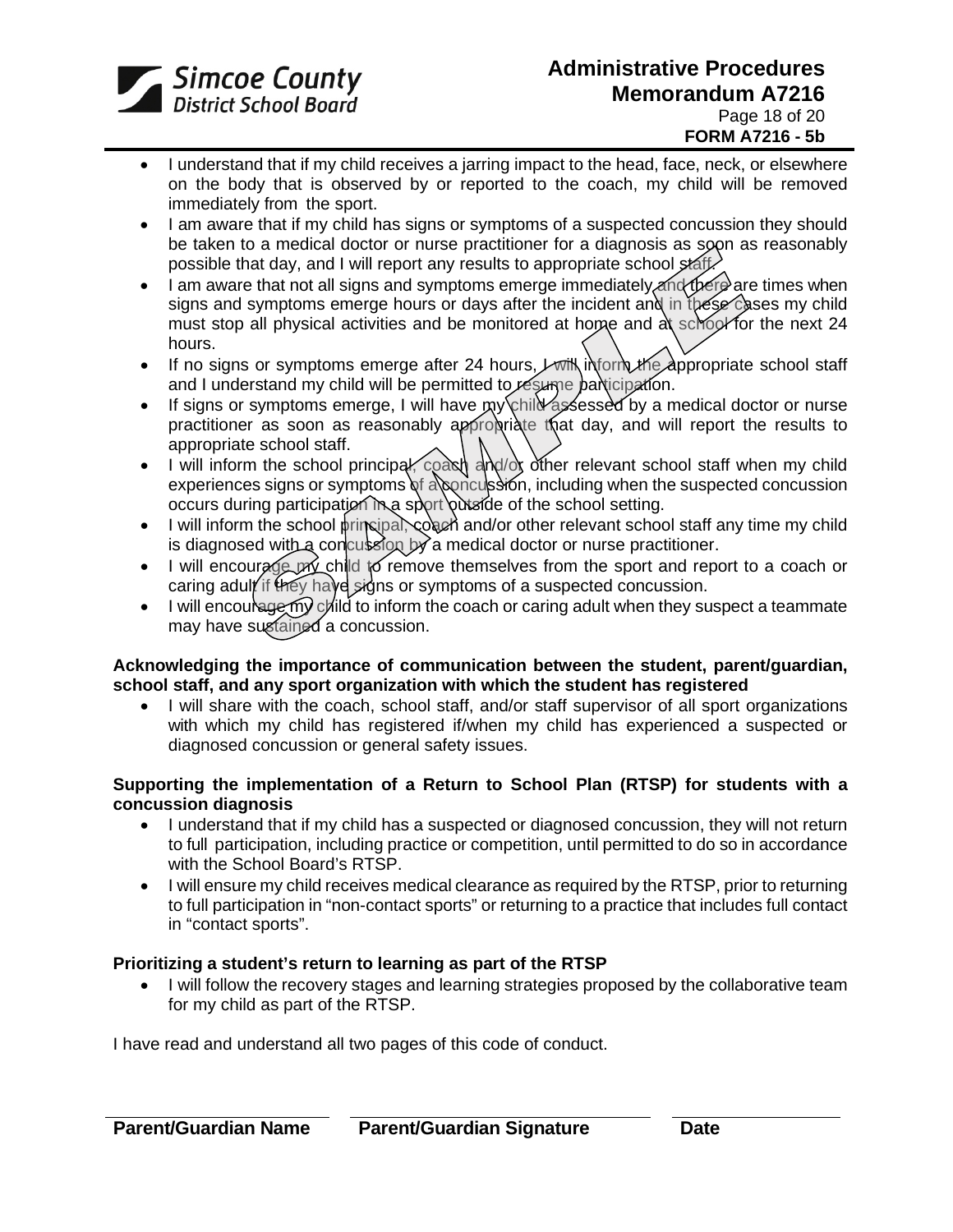- I understand that if my child receives a jarring impact to the head, face, neck, or elsewhere on the body that is observed by or reported to the coach, my child will be removed immediately from the sport.
- I am aware that if my child has signs or symptoms of a suspected concussion they should be taken to a medical doctor or nurse practitioner for a diagnosis as soon as reasonably possible that day, and I will report any results to appropriate school staff.
- I am aware that not all signs and symptoms emerge immediately and there are times when signs and symptoms emerge hours or days after the incident and in these cases my child must stop all physical activities and be monitored at home and at school for the next 24 hours.
- If no signs or symptoms emerge after 24 hours, I will inform the appropriate school staff and I understand my child will be permitted to resume participation.
- If signs or symptoms emerge, I will have my child assessed by a medical doctor or nurse practitioner as soon as reasonably appropriate that day, and will report the results to appropriate school staff.
- I will inform the school principal, coach and/or other relevant school staff when my child experiences signs or symptoms of a concussion, including when the suspected concussion occurs during participation in a sport outside of the school setting.
- I will inform the school principal, coach and/or other relevant school staff any time my child is diagnosed with a concussion by a medical doctor or nurse practitioner.
- I will encourage my child to remove themselves from the sport and report to a coach or caring adult if they have signs or symptoms of a suspected concussion.
- I will encourage my child to inform the coach or caring adult when they suspect a teammate may have sustained a concussion.

**Acknowledging the importance of communication between the student, parent/guardian, school staff, and any sport organization with which the student has registered**

- I will share with the coach, school staff, and/or staff supervisor of all sport organizations with which my child has registered if/when my child has experienced a suspected or diagnosed concussion or general safety issues.

**Supporting the implementation of a Return to School Plan (RTSP) for students with a concussion diagnosis**

- I understand that if my child has a suspected or diagnosed concussion, they will not return to full participation, including practice or competition, until permitted to do so in accordance with the School Board's RTSP.
- I will ensure my child receives medical clearance as required by the RTSP, prior to returning to full participation in "non-contact sports" or returning to a practice that includes full contact in "contact sports".

**Prioritizing a student's return to learning as part of the RTSP**

- I will follow the recovery stages and learning strategies proposed by the collaborative team for my child as part of the RTSP.

I have read and understand all two pages of this code of conduct.

| **Parent/Guardian Name** | **Parent/Guardian Signature** | **Date** |
|---|---|---|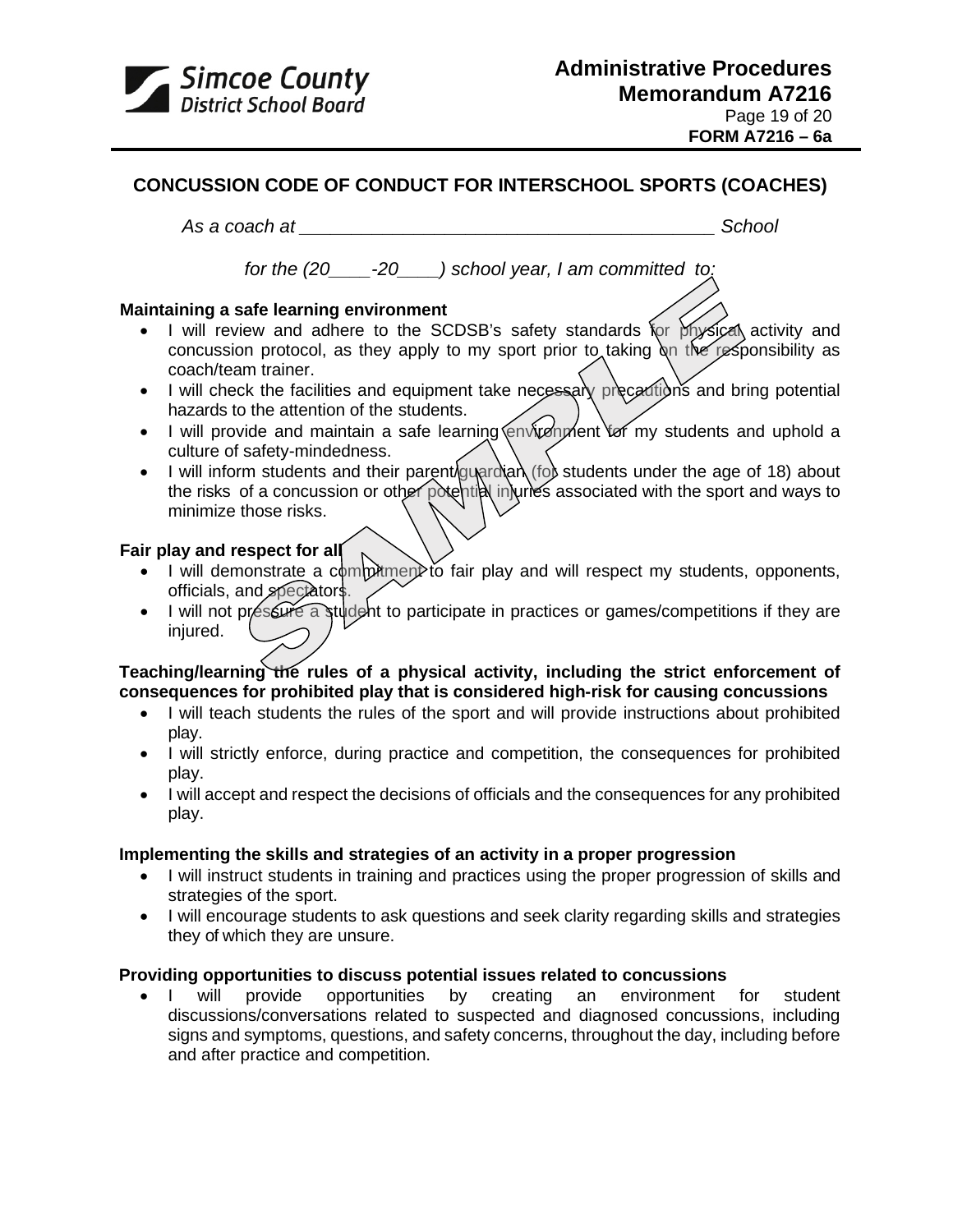**FORM A7216 – 6a**

# CONCUSSION CODE OF CONDUCT FOR INTERSCHOOL SPORTS (COACHES)

*As a coach at ________________________________________ School*

*for the (20____-20____) school year, I am committed to:*

**Maintaining a safe learning environment**

- I will review and adhere to the SCDSB's safety standards for physical activity and concussion protocol, as they apply to my sport prior to taking on the responsibility as coach/team trainer.
- I will check the facilities and equipment take necessary precautions and bring potential hazards to the attention of the students.
- I will provide and maintain a safe learning environment for my students and uphold a culture of safety-mindedness.
- I will inform students and their parent/guardian (for students under the age of 18) about the risks of a concussion or other potential injuries associated with the sport and ways to minimize those risks.

**Fair play and respect for all**

- I will demonstrate a commitment to fair play and will respect my students, opponents, officials, and spectators.
- I will not pressure a student to participate in practices or games/competitions if they are injured.

**Teaching/learning the rules of a physical activity, including the strict enforcement of consequences for prohibited play that is considered high-risk for causing concussions**

- I will teach students the rules of the sport and will provide instructions about prohibited play.
- I will strictly enforce, during practice and competition, the consequences for prohibited play.
- I will accept and respect the decisions of officials and the consequences for any prohibited play.

**Implementing the skills and strategies of an activity in a proper progression**

- I will instruct students in training and practices using the proper progression of skills and strategies of the sport.
- I will encourage students to ask questions and seek clarity regarding skills and strategies they of which they are unsure.

**Providing opportunities to discuss potential issues related to concussions**

- I will provide opportunities by creating an environment for student discussions/conversations related to suspected and diagnosed concussions, including signs and symptoms, questions, and safety concerns, throughout the day, including before and after practice and competition.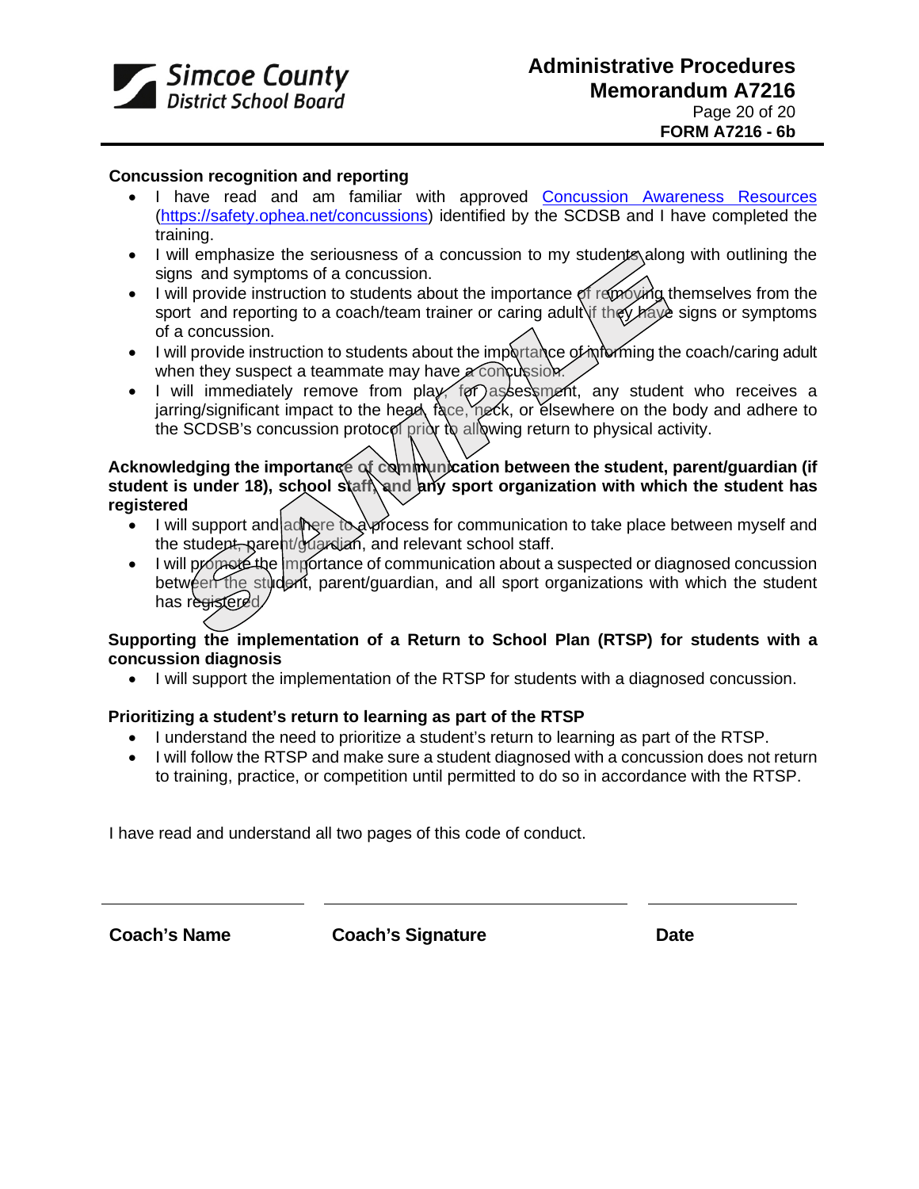**Concussion recognition and reporting**

- I have read and am familiar with approved [Concussion Awareness Resources](https://safety.ophea.net/concussions) (https://safety.ophea.net/concussions) identified by the SCDSB and I have completed the training.
- I will emphasize the seriousness of a concussion to my students along with outlining the signs and symptoms of a concussion.
- I will provide instruction to students about the importance of removing themselves from the sport and reporting to a coach/team trainer or caring adult if they have signs or symptoms of a concussion.
- I will provide instruction to students about the importance of informing the coach/caring adult when they suspect a teammate may have a concussion.
- I will immediately remove from play, for assessment, any student who receives a jarring/significant impact to the head, face, neck, or elsewhere on the body and adhere to the SCDSB's concussion protocol prior to allowing return to physical activity.

**Acknowledging the importance of communication between the student, parent/guardian (if student is under 18), school staff, and any sport organization with which the student has registered**

- I will support and adhere to a process for communication to take place between myself and the student, parent/guardian, and relevant school staff.
- I will promote the importance of communication about a suspected or diagnosed concussion between the student, parent/guardian, and all sport organizations with which the student has registered.

**Supporting the implementation of a Return to School Plan (RTSP) for students with a concussion diagnosis**

- I will support the implementation of the RTSP for students with a diagnosed concussion.

**Prioritizing a student's return to learning as part of the RTSP**

- I understand the need to prioritize a student's return to learning as part of the RTSP.
- I will follow the RTSP and make sure a student diagnosed with a concussion does not return to training, practice, or competition until permitted to do so in accordance with the RTSP.

I have read and understand all two pages of this code of conduct.

| | | |
|---|---|---|
| ______________________ | ______________________ | ______________ |
| **Coach's Name** | **Coach's Signature** | **Date** |